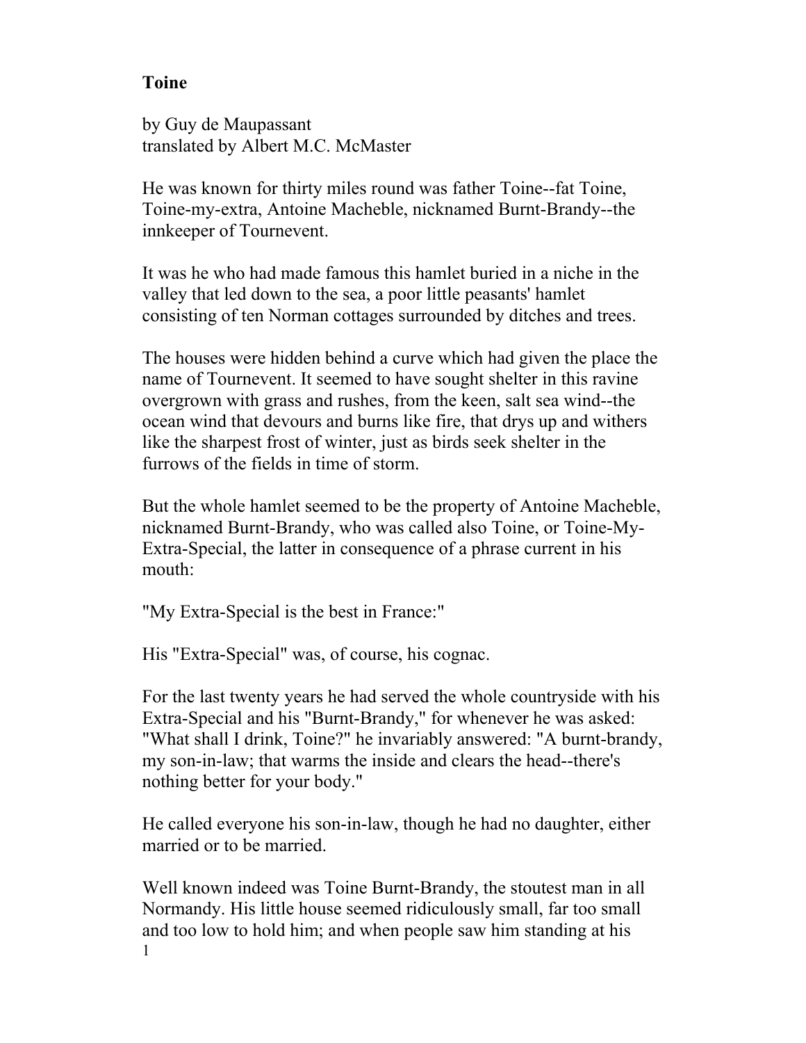# Toine

by Guy de Maupassant
translated by Albert M.C. McMaster

He was known for thirty miles round was father Toine--fat Toine, Toine-my-extra, Antoine Macheble, nicknamed Burnt-Brandy--the innkeeper of Tournevent.

It was he who had made famous this hamlet buried in a niche in the valley that led down to the sea, a poor little peasants' hamlet consisting of ten Norman cottages surrounded by ditches and trees.

The houses were hidden behind a curve which had given the place the name of Tournevent. It seemed to have sought shelter in this ravine overgrown with grass and rushes, from the keen, salt sea wind--the ocean wind that devours and burns like fire, that drys up and withers like the sharpest frost of winter, just as birds seek shelter in the furrows of the fields in time of storm.

But the whole hamlet seemed to be the property of Antoine Macheble, nicknamed Burnt-Brandy, who was called also Toine, or Toine-My-Extra-Special, the latter in consequence of a phrase current in his mouth:

"My Extra-Special is the best in France:"

His "Extra-Special" was, of course, his cognac.

For the last twenty years he had served the whole countryside with his Extra-Special and his "Burnt-Brandy," for whenever he was asked: "What shall I drink, Toine?" he invariably answered: "A burnt-brandy, my son-in-law; that warms the inside and clears the head--there's nothing better for your body."

He called everyone his son-in-law, though he had no daughter, either married or to be married.

Well known indeed was Toine Burnt-Brandy, the stoutest man in all Normandy. His little house seemed ridiculously small, far too small and too low to hold him; and when people saw him standing at his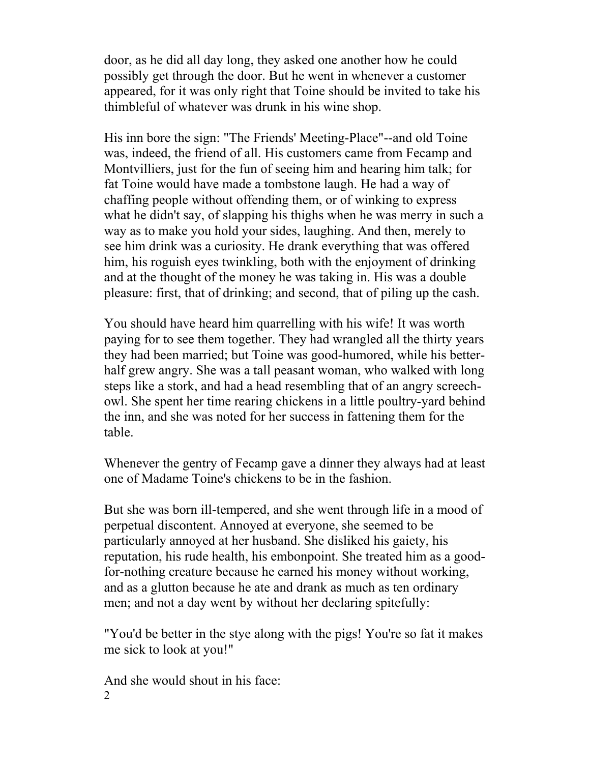door, as he did all day long, they asked one another how he could possibly get through the door. But he went in whenever a customer appeared, for it was only right that Toine should be invited to take his thimbleful of whatever was drunk in his wine shop.

His inn bore the sign: "The Friends' Meeting-Place"--and old Toine was, indeed, the friend of all. His customers came from Fecamp and Montvilliers, just for the fun of seeing him and hearing him talk; for fat Toine would have made a tombstone laugh. He had a way of chaffing people without offending them, or of winking to express what he didn't say, of slapping his thighs when he was merry in such a way as to make you hold your sides, laughing. And then, merely to see him drink was a curiosity. He drank everything that was offered him, his roguish eyes twinkling, both with the enjoyment of drinking and at the thought of the money he was taking in. His was a double pleasure: first, that of drinking; and second, that of piling up the cash.

You should have heard him quarrelling with his wife! It was worth paying for to see them together. They had wrangled all the thirty years they had been married; but Toine was good-humored, while his better-half grew angry. She was a tall peasant woman, who walked with long steps like a stork, and had a head resembling that of an angry screech-owl. She spent her time rearing chickens in a little poultry-yard behind the inn, and she was noted for her success in fattening them for the table.

Whenever the gentry of Fecamp gave a dinner they always had at least one of Madame Toine's chickens to be in the fashion.

But she was born ill-tempered, and she went through life in a mood of perpetual discontent. Annoyed at everyone, she seemed to be particularly annoyed at her husband. She disliked his gaiety, his reputation, his rude health, his embonpoint. She treated him as a good-for-nothing creature because he earned his money without working, and as a glutton because he ate and drank as much as ten ordinary men; and not a day went by without her declaring spitefully:

"You'd be better in the stye along with the pigs! You're so fat it makes me sick to look at you!"

And she would shout in his face: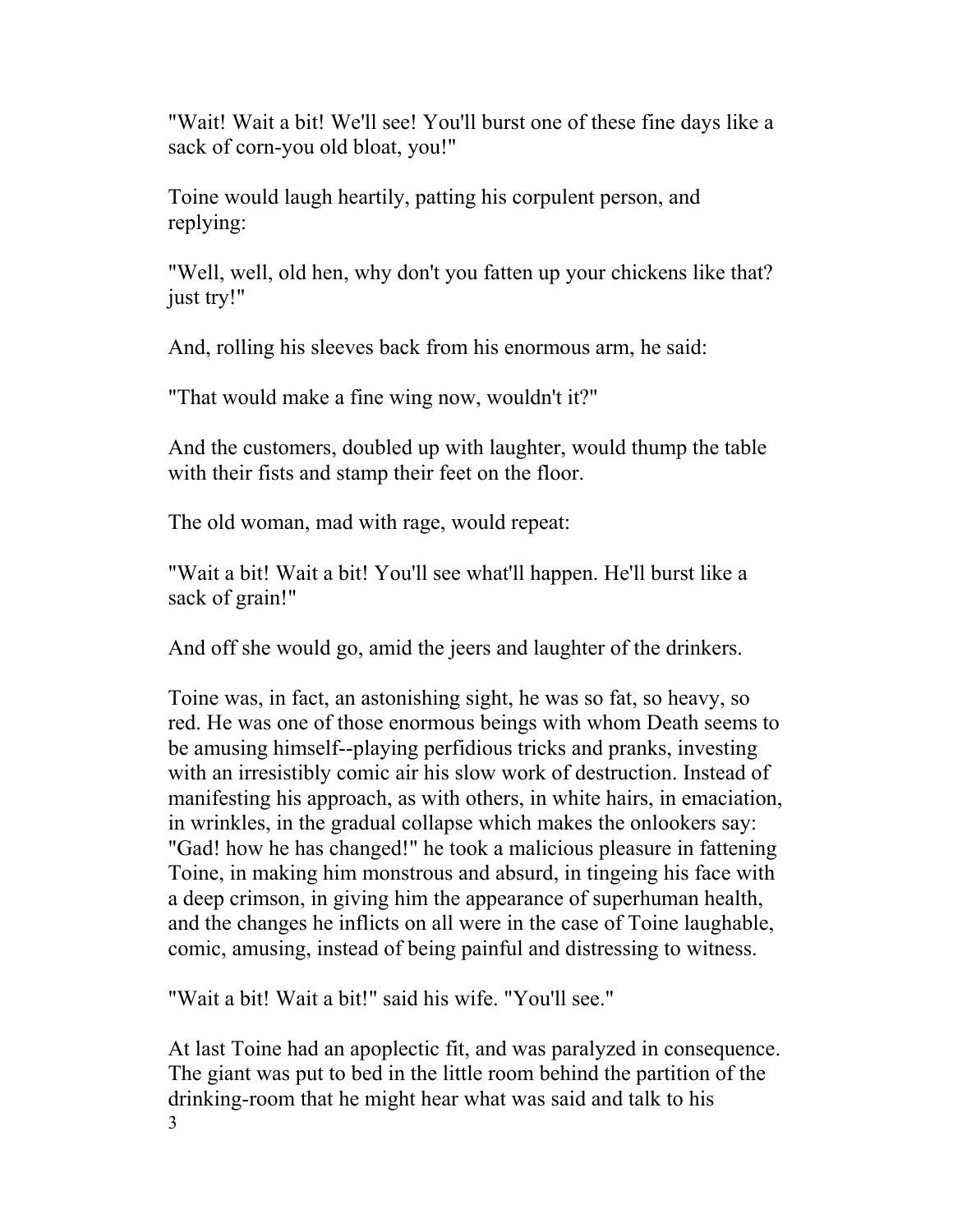"Wait! Wait a bit! We'll see! You'll burst one of these fine days like a sack of corn-you old bloat, you!"

Toine would laugh heartily, patting his corpulent person, and replying:

"Well, well, old hen, why don't you fatten up your chickens like that? just try!"

And, rolling his sleeves back from his enormous arm, he said:

"That would make a fine wing now, wouldn't it?"

And the customers, doubled up with laughter, would thump the table with their fists and stamp their feet on the floor.

The old woman, mad with rage, would repeat:

"Wait a bit! Wait a bit! You'll see what'll happen. He'll burst like a sack of grain!"

And off she would go, amid the jeers and laughter of the drinkers.

Toine was, in fact, an astonishing sight, he was so fat, so heavy, so red. He was one of those enormous beings with whom Death seems to be amusing himself--playing perfidious tricks and pranks, investing with an irresistibly comic air his slow work of destruction. Instead of manifesting his approach, as with others, in white hairs, in emaciation, in wrinkles, in the gradual collapse which makes the onlookers say: "Gad! how he has changed!" he took a malicious pleasure in fattening Toine, in making him monstrous and absurd, in tingeing his face with a deep crimson, in giving him the appearance of superhuman health, and the changes he inflicts on all were in the case of Toine laughable, comic, amusing, instead of being painful and distressing to witness.

"Wait a bit! Wait a bit!" said his wife. "You'll see."

At last Toine had an apoplectic fit, and was paralyzed in consequence. The giant was put to bed in the little room behind the partition of the drinking-room that he might hear what was said and talk to his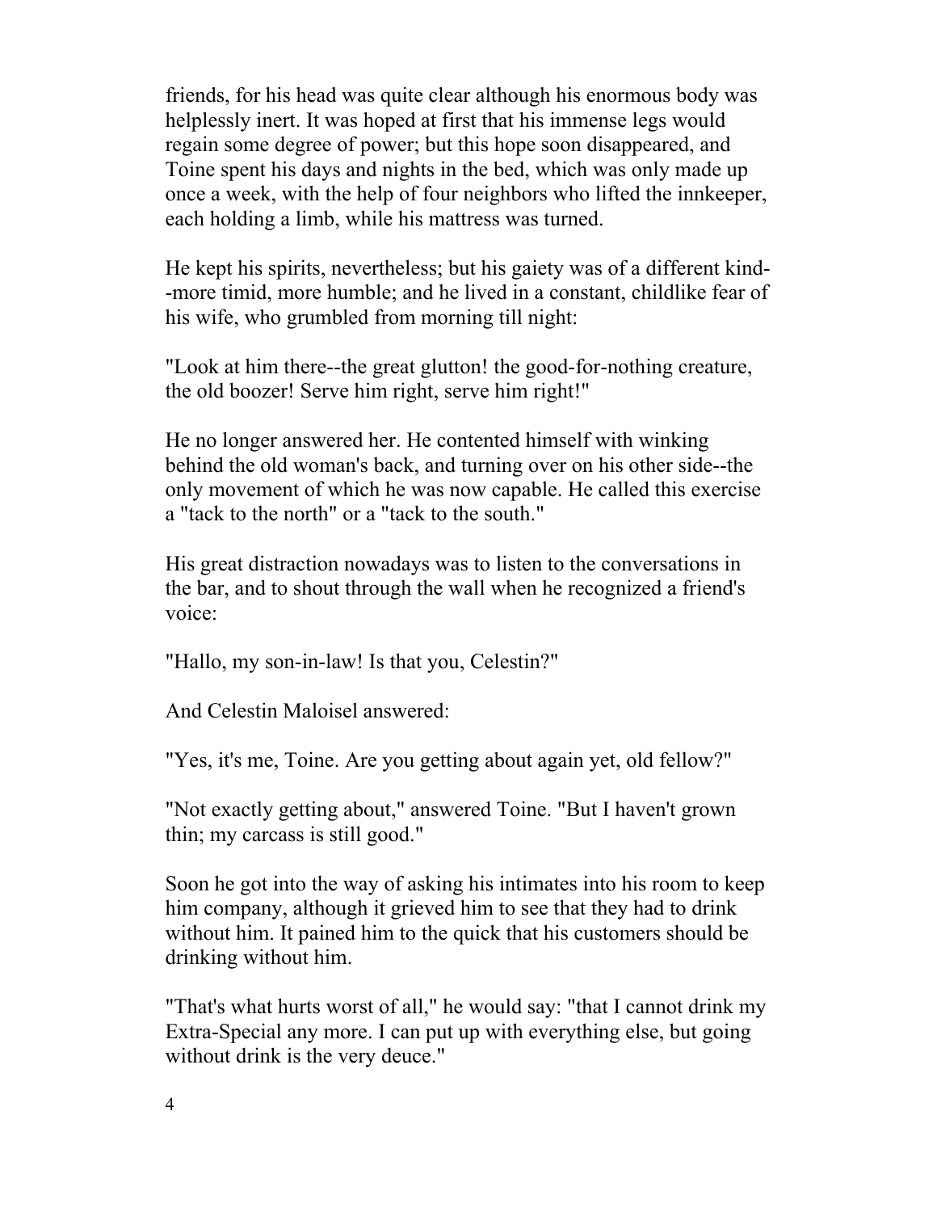friends, for his head was quite clear although his enormous body was helplessly inert. It was hoped at first that his immense legs would regain some degree of power; but this hope soon disappeared, and Toine spent his days and nights in the bed, which was only made up once a week, with the help of four neighbors who lifted the innkeeper, each holding a limb, while his mattress was turned.

He kept his spirits, nevertheless; but his gaiety was of a different kind--more timid, more humble; and he lived in a constant, childlike fear of his wife, who grumbled from morning till night:

"Look at him there--the great glutton! the good-for-nothing creature, the old boozer! Serve him right, serve him right!"

He no longer answered her. He contented himself with winking behind the old woman's back, and turning over on his other side--the only movement of which he was now capable. He called this exercise a "tack to the north" or a "tack to the south."

His great distraction nowadays was to listen to the conversations in the bar, and to shout through the wall when he recognized a friend's voice:

"Hallo, my son-in-law! Is that you, Celestin?"

And Celestin Maloisel answered:

"Yes, it's me, Toine. Are you getting about again yet, old fellow?"

"Not exactly getting about," answered Toine. "But I haven't grown thin; my carcass is still good."

Soon he got into the way of asking his intimates into his room to keep him company, although it grieved him to see that they had to drink without him. It pained him to the quick that his customers should be drinking without him.

"That's what hurts worst of all," he would say: "that I cannot drink my Extra-Special any more. I can put up with everything else, but going without drink is the very deuce."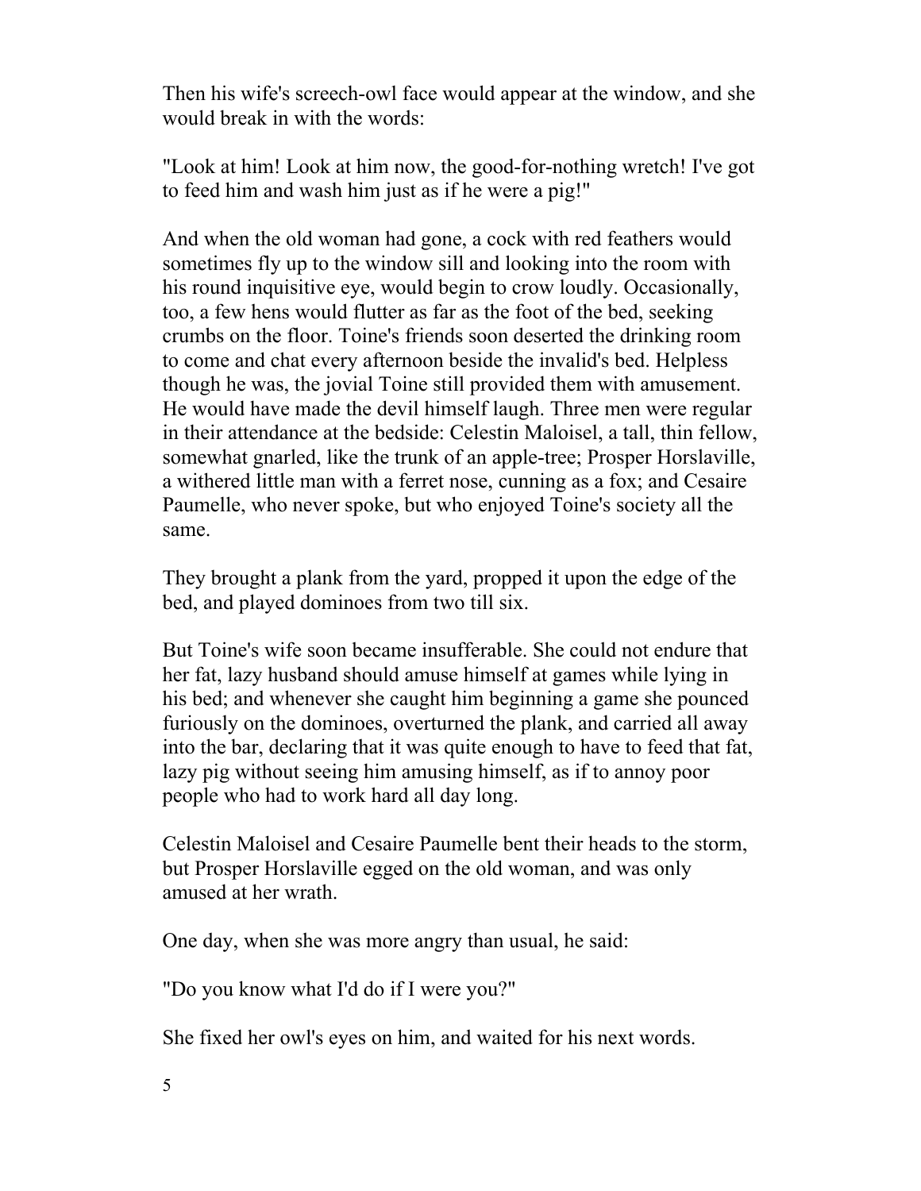Then his wife's screech-owl face would appear at the window, and she would break in with the words:

"Look at him! Look at him now, the good-for-nothing wretch! I've got to feed him and wash him just as if he were a pig!"

And when the old woman had gone, a cock with red feathers would sometimes fly up to the window sill and looking into the room with his round inquisitive eye, would begin to crow loudly. Occasionally, too, a few hens would flutter as far as the foot of the bed, seeking crumbs on the floor. Toine's friends soon deserted the drinking room to come and chat every afternoon beside the invalid's bed. Helpless though he was, the jovial Toine still provided them with amusement. He would have made the devil himself laugh. Three men were regular in their attendance at the bedside: Celestin Maloisel, a tall, thin fellow, somewhat gnarled, like the trunk of an apple-tree; Prosper Horslaville, a withered little man with a ferret nose, cunning as a fox; and Cesaire Paumelle, who never spoke, but who enjoyed Toine's society all the same.

They brought a plank from the yard, propped it upon the edge of the bed, and played dominoes from two till six.

But Toine's wife soon became insufferable. She could not endure that her fat, lazy husband should amuse himself at games while lying in his bed; and whenever she caught him beginning a game she pounced furiously on the dominoes, overturned the plank, and carried all away into the bar, declaring that it was quite enough to have to feed that fat, lazy pig without seeing him amusing himself, as if to annoy poor people who had to work hard all day long.

Celestin Maloisel and Cesaire Paumelle bent their heads to the storm, but Prosper Horslaville egged on the old woman, and was only amused at her wrath.

One day, when she was more angry than usual, he said:

"Do you know what I'd do if I were you?"

She fixed her owl's eyes on him, and waited for his next words.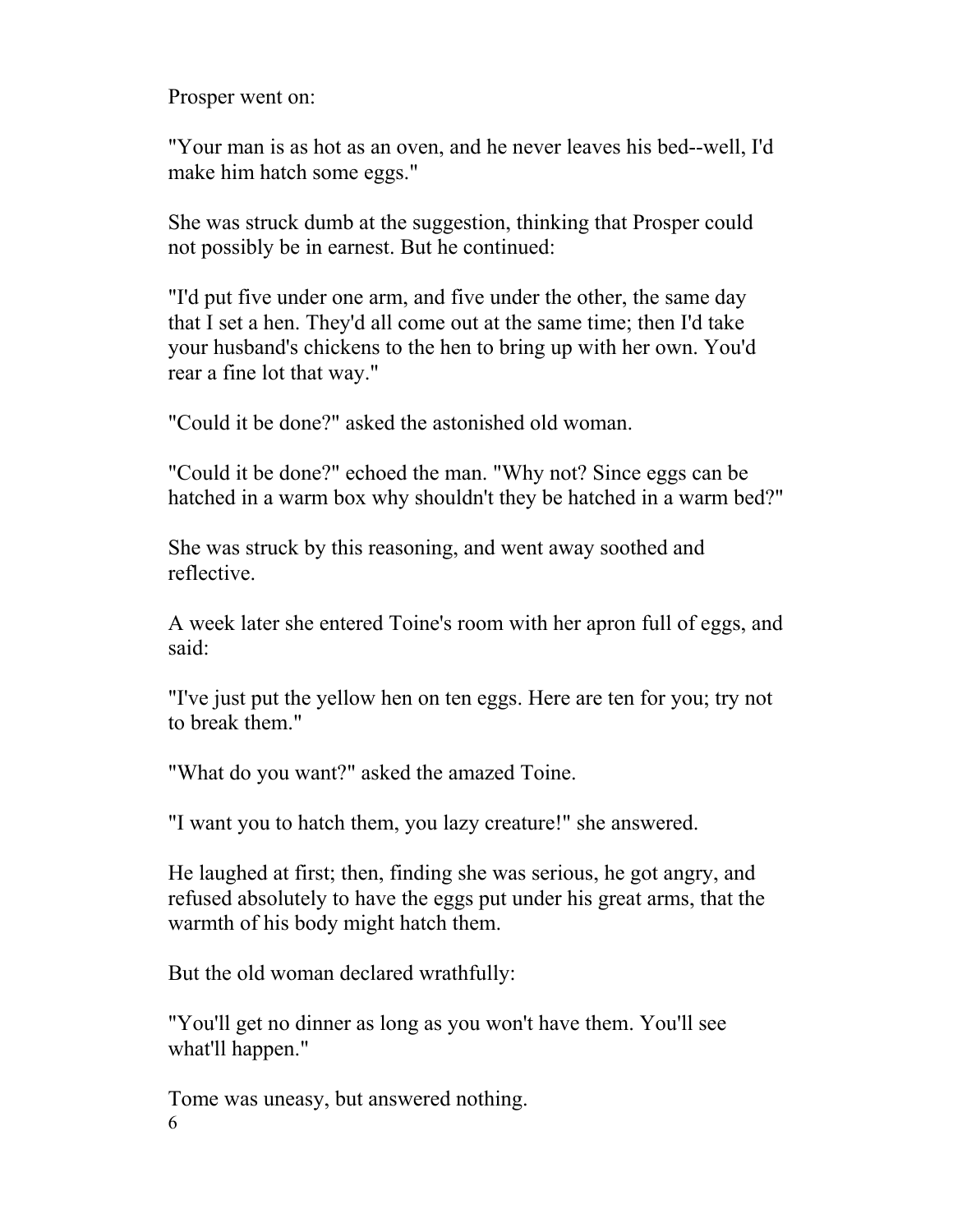Prosper went on:

"Your man is as hot as an oven, and he never leaves his bed--well, I'd make him hatch some eggs."

She was struck dumb at the suggestion, thinking that Prosper could not possibly be in earnest. But he continued:

"I'd put five under one arm, and five under the other, the same day that I set a hen. They'd all come out at the same time; then I'd take your husband's chickens to the hen to bring up with her own. You'd rear a fine lot that way."

"Could it be done?" asked the astonished old woman.

"Could it be done?" echoed the man. "Why not? Since eggs can be hatched in a warm box why shouldn't they be hatched in a warm bed?"

She was struck by this reasoning, and went away soothed and reflective.

A week later she entered Toine's room with her apron full of eggs, and said:

"I've just put the yellow hen on ten eggs. Here are ten for you; try not to break them."

"What do you want?" asked the amazed Toine.

"I want you to hatch them, you lazy creature!" she answered.

He laughed at first; then, finding she was serious, he got angry, and refused absolutely to have the eggs put under his great arms, that the warmth of his body might hatch them.

But the old woman declared wrathfully:

"You'll get no dinner as long as you won't have them. You'll see what'll happen."

Tome was uneasy, but answered nothing.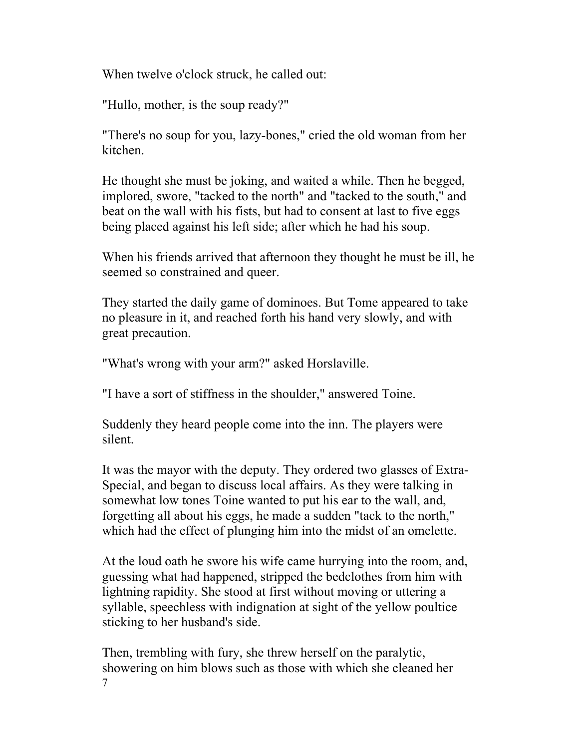When twelve o'clock struck, he called out:

"Hullo, mother, is the soup ready?"

"There's no soup for you, lazy-bones," cried the old woman from her kitchen.

He thought she must be joking, and waited a while. Then he begged, implored, swore, "tacked to the north" and "tacked to the south," and beat on the wall with his fists, but had to consent at last to five eggs being placed against his left side; after which he had his soup.

When his friends arrived that afternoon they thought he must be ill, he seemed so constrained and queer.

They started the daily game of dominoes. But Tome appeared to take no pleasure in it, and reached forth his hand very slowly, and with great precaution.

"What's wrong with your arm?" asked Horslaville.

"I have a sort of stiffness in the shoulder," answered Toine.

Suddenly they heard people come into the inn. The players were silent.

It was the mayor with the deputy. They ordered two glasses of Extra-Special, and began to discuss local affairs. As they were talking in somewhat low tones Toine wanted to put his ear to the wall, and, forgetting all about his eggs, he made a sudden "tack to the north," which had the effect of plunging him into the midst of an omelette.

At the loud oath he swore his wife came hurrying into the room, and, guessing what had happened, stripped the bedclothes from him with lightning rapidity. She stood at first without moving or uttering a syllable, speechless with indignation at sight of the yellow poultice sticking to her husband's side.

Then, trembling with fury, she threw herself on the paralytic, showering on him blows such as those with which she cleaned her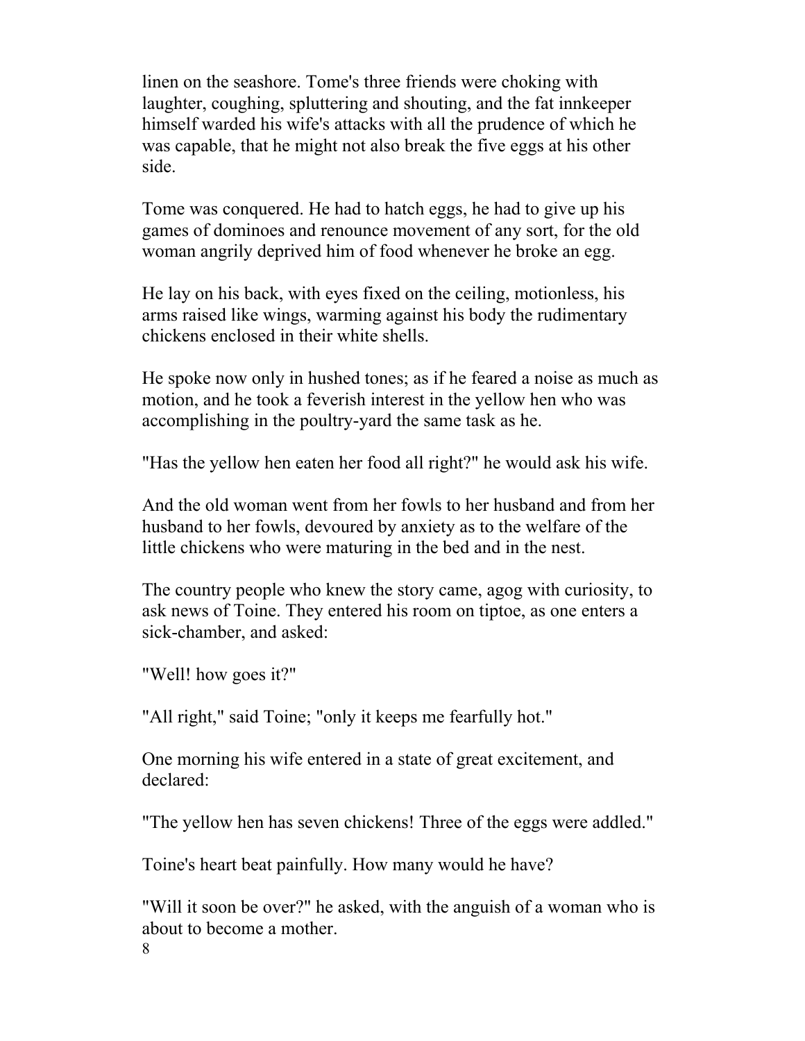linen on the seashore. Tome's three friends were choking with laughter, coughing, spluttering and shouting, and the fat innkeeper himself warded his wife's attacks with all the prudence of which he was capable, that he might not also break the five eggs at his other side.

Tome was conquered. He had to hatch eggs, he had to give up his games of dominoes and renounce movement of any sort, for the old woman angrily deprived him of food whenever he broke an egg.

He lay on his back, with eyes fixed on the ceiling, motionless, his arms raised like wings, warming against his body the rudimentary chickens enclosed in their white shells.

He spoke now only in hushed tones; as if he feared a noise as much as motion, and he took a feverish interest in the yellow hen who was accomplishing in the poultry-yard the same task as he.

"Has the yellow hen eaten her food all right?" he would ask his wife.

And the old woman went from her fowls to her husband and from her husband to her fowls, devoured by anxiety as to the welfare of the little chickens who were maturing in the bed and in the nest.

The country people who knew the story came, agog with curiosity, to ask news of Toine. They entered his room on tiptoe, as one enters a sick-chamber, and asked:

"Well! how goes it?"

"All right," said Toine; "only it keeps me fearfully hot."

One morning his wife entered in a state of great excitement, and declared:

"The yellow hen has seven chickens! Three of the eggs were addled."

Toine's heart beat painfully. How many would he have?

"Will it soon be over?" he asked, with the anguish of a woman who is about to become a mother.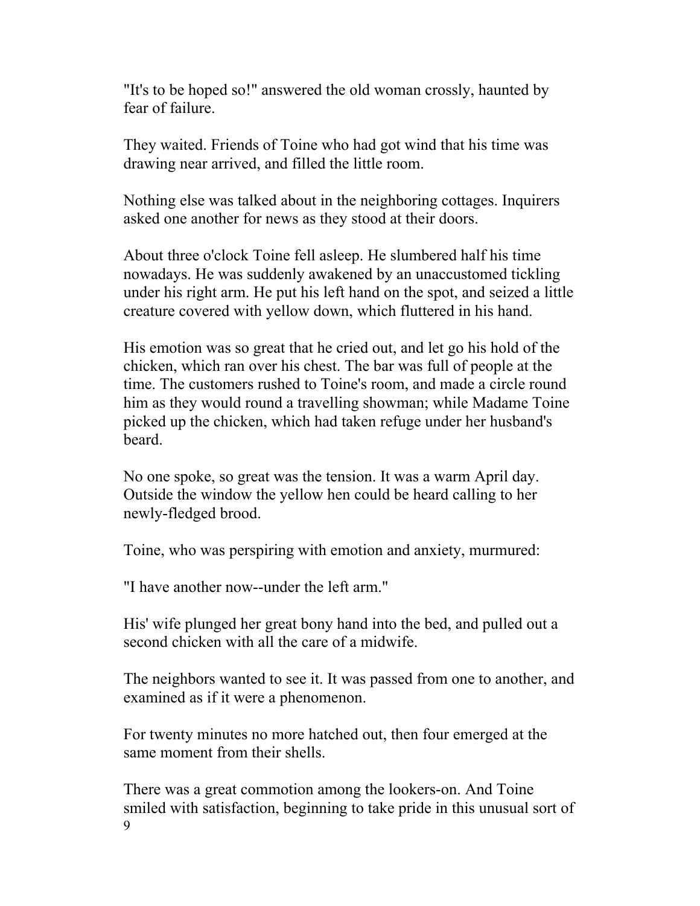"It's to be hoped so!" answered the old woman crossly, haunted by fear of failure.

They waited. Friends of Toine who had got wind that his time was drawing near arrived, and filled the little room.

Nothing else was talked about in the neighboring cottages. Inquirers asked one another for news as they stood at their doors.

About three o'clock Toine fell asleep. He slumbered half his time nowadays. He was suddenly awakened by an unaccustomed tickling under his right arm. He put his left hand on the spot, and seized a little creature covered with yellow down, which fluttered in his hand.

His emotion was so great that he cried out, and let go his hold of the chicken, which ran over his chest. The bar was full of people at the time. The customers rushed to Toine's room, and made a circle round him as they would round a travelling showman; while Madame Toine picked up the chicken, which had taken refuge under her husband's beard.

No one spoke, so great was the tension. It was a warm April day. Outside the window the yellow hen could be heard calling to her newly-fledged brood.

Toine, who was perspiring with emotion and anxiety, murmured:

"I have another now--under the left arm."

His' wife plunged her great bony hand into the bed, and pulled out a second chicken with all the care of a midwife.

The neighbors wanted to see it. It was passed from one to another, and examined as if it were a phenomenon.

For twenty minutes no more hatched out, then four emerged at the same moment from their shells.

There was a great commotion among the lookers-on. And Toine smiled with satisfaction, beginning to take pride in this unusual sort of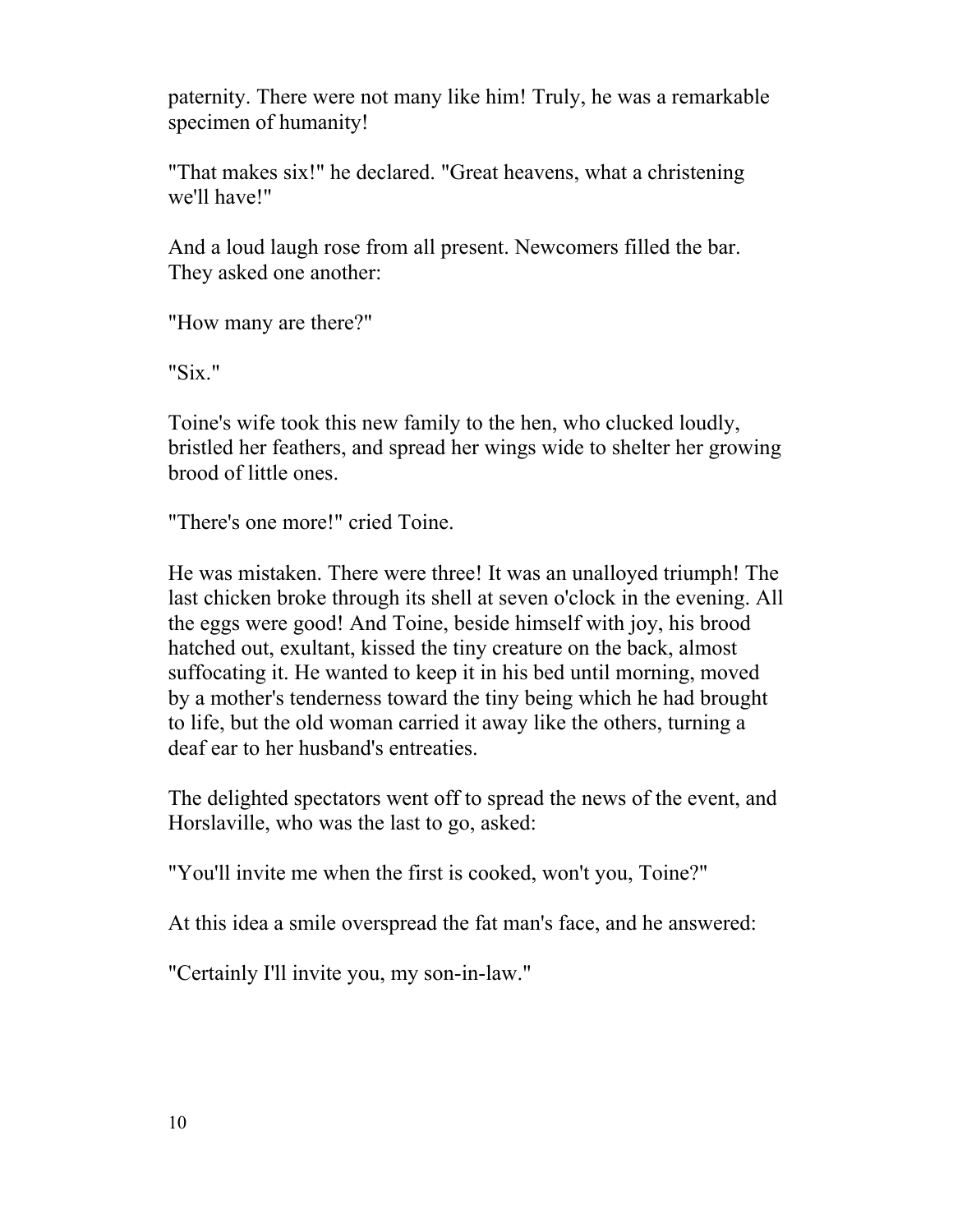paternity. There were not many like him! Truly, he was a remarkable specimen of humanity!

"That makes six!" he declared. "Great heavens, what a christening we'll have!"

And a loud laugh rose from all present. Newcomers filled the bar. They asked one another:

"How many are there?"

"Six."

Toine's wife took this new family to the hen, who clucked loudly, bristled her feathers, and spread her wings wide to shelter her growing brood of little ones.

"There's one more!" cried Toine.

He was mistaken. There were three! It was an unalloyed triumph! The last chicken broke through its shell at seven o'clock in the evening. All the eggs were good! And Toine, beside himself with joy, his brood hatched out, exultant, kissed the tiny creature on the back, almost suffocating it. He wanted to keep it in his bed until morning, moved by a mother's tenderness toward the tiny being which he had brought to life, but the old woman carried it away like the others, turning a deaf ear to her husband's entreaties.

The delighted spectators went off to spread the news of the event, and Horslaville, who was the last to go, asked:

"You'll invite me when the first is cooked, won't you, Toine?"

At this idea a smile overspread the fat man's face, and he answered:

"Certainly I'll invite you, my son-in-law."